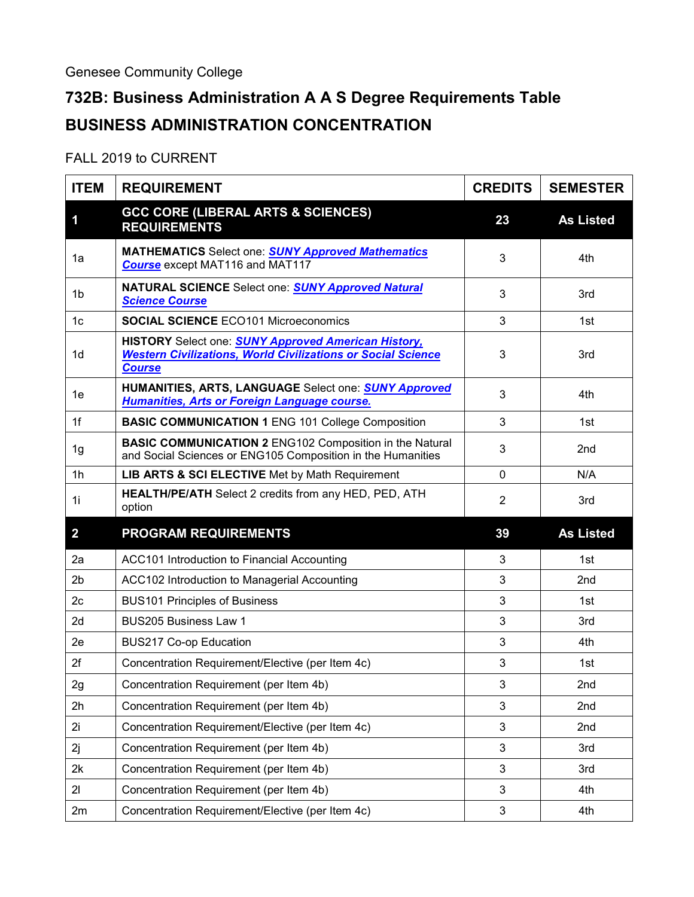Genesee Community College

## 732B: Business Administration A A S Degree Requirements Table

## BUSINESS ADMINISTRATION CONCENTRATION

FALL 2019 to CURRENT

| ITEM | REQUIREMENT | CREDITS | SEMESTER |
|---|---|---|---|
| **1** | **GCC CORE (LIBERAL ARTS & SCIENCES) REQUIREMENTS** | **23** | **As Listed** |
| 1a | **MATHEMATICS** Select one: ***SUNY Approved Mathematics Course*** except MAT116 and MAT117 | 3 | 4th |
| 1b | **NATURAL SCIENCE** Select one: ***SUNY Approved Natural Science Course*** | 3 | 3rd |
| 1c | **SOCIAL SCIENCE** ECO101 Microeconomics | 3 | 1st |
| 1d | **HISTORY** Select one: ***SUNY Approved American History, Western Civilizations, World Civilizations or Social Science Course*** | 3 | 3rd |
| 1e | **HUMANITIES, ARTS, LANGUAGE** Select one: ***SUNY Approved Humanities, Arts or Foreign Language course.*** | 3 | 4th |
| 1f | **BASIC COMMUNICATION 1** ENG 101 College Composition | 3 | 1st |
| 1g | **BASIC COMMUNICATION 2** ENG102 Composition in the Natural and Social Sciences or ENG105 Composition in the Humanities | 3 | 2nd |
| 1h | **LIB ARTS & SCI ELECTIVE** Met by Math Requirement | 0 | N/A |
| 1i | **HEALTH/PE/ATH** Select 2 credits from any HED, PED, ATH option | 2 | 3rd |
| **2** | **PROGRAM REQUIREMENTS** | **39** | **As Listed** |
| 2a | ACC101 Introduction to Financial Accounting | 3 | 1st |
| 2b | ACC102 Introduction to Managerial Accounting | 3 | 2nd |
| 2c | BUS101 Principles of Business | 3 | 1st |
| 2d | BUS205 Business Law 1 | 3 | 3rd |
| 2e | BUS217 Co-op Education | 3 | 4th |
| 2f | Concentration Requirement/Elective (per Item 4c) | 3 | 1st |
| 2g | Concentration Requirement (per Item 4b) | 3 | 2nd |
| 2h | Concentration Requirement (per Item 4b) | 3 | 2nd |
| 2i | Concentration Requirement/Elective (per Item 4c) | 3 | 2nd |
| 2j | Concentration Requirement (per Item 4b) | 3 | 3rd |
| 2k | Concentration Requirement (per Item 4b) | 3 | 3rd |
| 2l | Concentration Requirement (per Item 4b) | 3 | 4th |
| 2m | Concentration Requirement/Elective (per Item 4c) | 3 | 4th |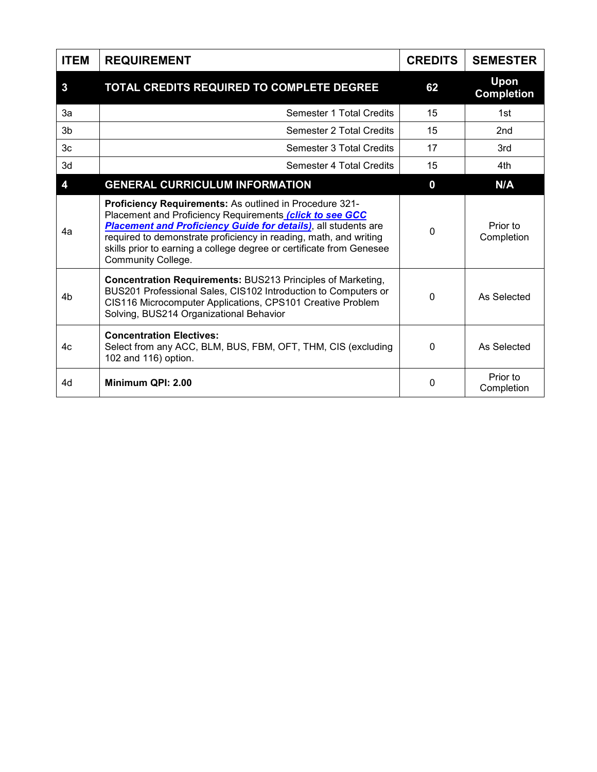| ITEM | REQUIREMENT | CREDITS | SEMESTER |
|---|---|---|---|
| **3** | **TOTAL CREDITS REQUIRED TO COMPLETE DEGREE** | **62** | **Upon Completion** |
| 3a | Semester 1 Total Credits | 15 | 1st |
| 3b | Semester 2 Total Credits | 15 | 2nd |
| 3c | Semester 3 Total Credits | 17 | 3rd |
| 3d | Semester 4 Total Credits | 15 | 4th |
| **4** | **GENERAL CURRICULUM INFORMATION** | **0** | **N/A** |
| 4a | **Proficiency Requirements:** As outlined in Procedure 321-Placement and Proficiency Requirements ***(click to see GCC Placement and Proficiency Guide for details)***, all students are required to demonstrate proficiency in reading, math, and writing skills prior to earning a college degree or certificate from Genesee Community College. | 0 | Prior to Completion |
| 4b | **Concentration Requirements:** BUS213 Principles of Marketing, BUS201 Professional Sales, CIS102 Introduction to Computers or CIS116 Microcomputer Applications, CPS101 Creative Problem Solving, BUS214 Organizational Behavior | 0 | As Selected |
| 4c | **Concentration Electives:** Select from any ACC, BLM, BUS, FBM, OFT, THM, CIS (excluding 102 and 116) option. | 0 | As Selected |
| 4d | **Minimum QPI: 2.00** | 0 | Prior to Completion |